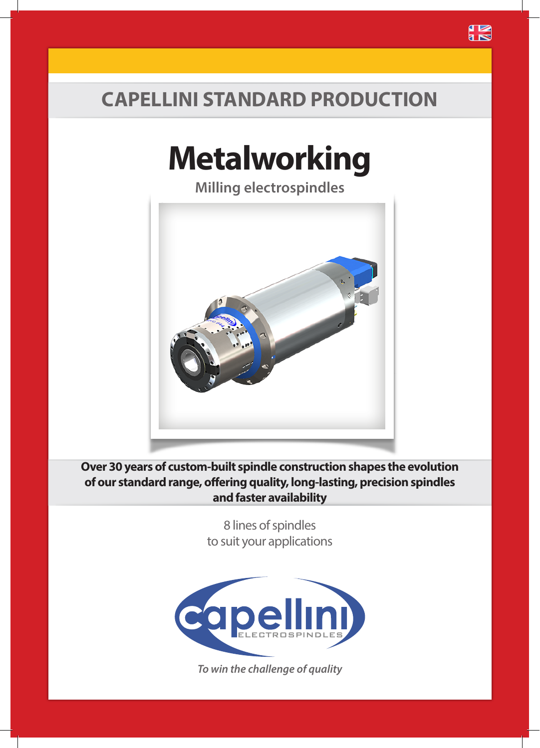## CAPELLINI STANDARD PRODUCTION

# Metalworking

**Milling electrospindles**

**Over 30 years of custom-built spindle construction shapes the evolution of our standard range, offering quality, long-lasting, precision spindles and faster availability**

8 lines of spindles
to suit your applications

capellini
ELECTROSPINDLES

*To win the challenge of quality*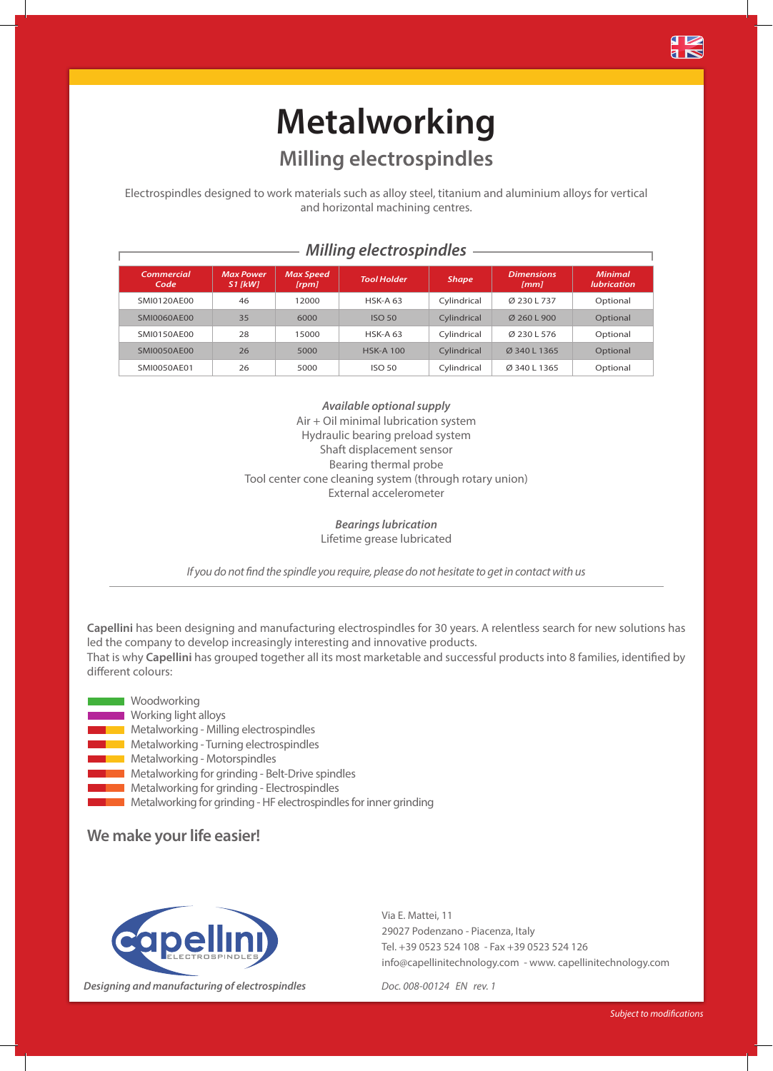# Metalworking

## Milling electrospindles

Electrospindles designed to work materials such as alloy steel, titanium and aluminium alloys for vertical and horizontal machining centres.

### *Milling electrospindles*

| Commercial Code | Max Power S1 [kW] | Max Speed [rpm] | Tool Holder | Shape | Dimensions [mm] | Minimal lubrication |
|---|---|---|---|---|---|---|
| SMI0120AE00 | 46 | 12000 | HSK-A 63 | Cylindrical | Ø 230 L 737 | Optional |
| SMI0060AE00 | 35 | 6000 | ISO 50 | Cylindrical | Ø 260 L 900 | Optional |
| SMI0150AE00 | 28 | 15000 | HSK-A 63 | Cylindrical | Ø 230 L 576 | Optional |
| SMI0050AE00 | 26 | 5000 | HSK-A 100 | Cylindrical | Ø 340 L 1365 | Optional |
| SMI0050AE01 | 26 | 5000 | ISO 50 | Cylindrical | Ø 340 L 1365 | Optional |

*Available optional supply*

Air + Oil minimal lubrication system
Hydraulic bearing preload system
Shaft displacement sensor
Bearing thermal probe
Tool center cone cleaning system (through rotary union)
External accelerometer

*Bearings lubrication*

Lifetime grease lubricated

*If you do not find the spindle you require, please do not hesitate to get in contact with us*

---

**Capellini** has been designing and manufacturing electrospindles for 30 years. A relentless search for new solutions has led the company to develop increasingly interesting and innovative products.
That is why **Capellini** has grouped together all its most marketable and successful products into 8 families, identified by different colours:

- Woodworking
- Working light alloys
- Metalworking - Milling electrospindles
- Metalworking - Turning electrospindles
- Metalworking - Motorspindles
- Metalworking for grinding - Belt-Drive spindles
- Metalworking for grinding - Electrospindles
- Metalworking for grinding - HF electrospindles for inner grinding

**We make your life easier!**

capellini ELECTROSPINDLES

*Designing and manufacturing of electrospindles*

Via E. Mattei, 11
29027 Podenzano - Piacenza, Italy
Tel. +39 0523 524 108 - Fax +39 0523 524 126
info@capellinitechnology.com - www. capellinitechnology.com

*Doc. 008-00124 EN rev. 1*

*Subject to modifications*